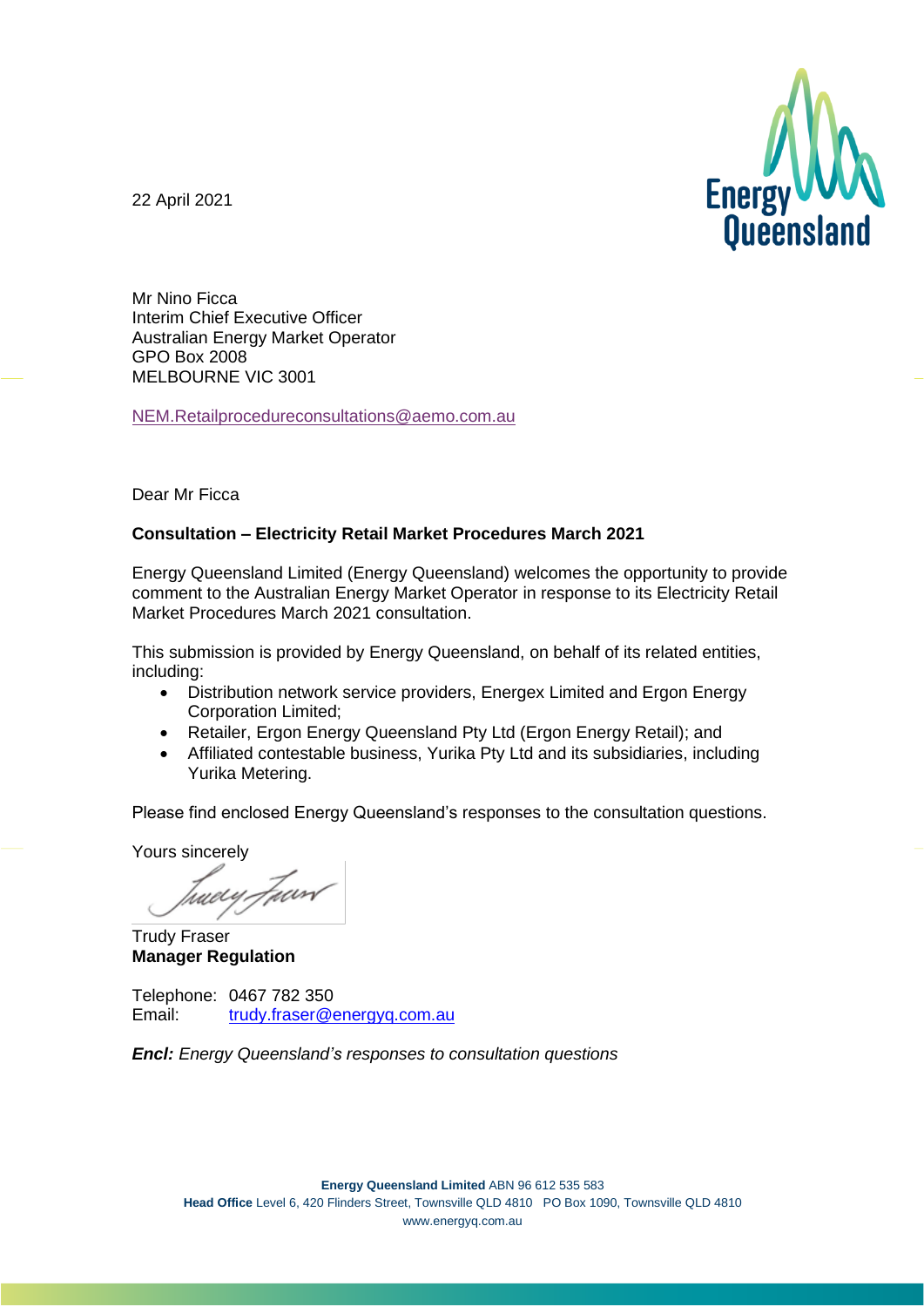22 April 2021

Mr Nino Ficca
Interim Chief Executive Officer
Australian Energy Market Operator
GPO Box 2008
MELBOURNE VIC 3001

NEM.Retailprocedureconsultations@aemo.com.au

Dear Mr Ficca

**Consultation – Electricity Retail Market Procedures March 2021**

Energy Queensland Limited (Energy Queensland) welcomes the opportunity to provide comment to the Australian Energy Market Operator in response to its Electricity Retail Market Procedures March 2021 consultation.

This submission is provided by Energy Queensland, on behalf of its related entities, including:

- Distribution network service providers, Energex Limited and Ergon Energy Corporation Limited;
- Retailer, Ergon Energy Queensland Pty Ltd (Ergon Energy Retail); and
- Affiliated contestable business, Yurika Pty Ltd and its subsidiaries, including Yurika Metering.

Please find enclosed Energy Queensland's responses to the consultation questions.

Yours sincerely

Trudy Fraser
**Manager Regulation**

Telephone: 0467 782 350
Email: trudy.fraser@energyq.com.au

***Encl:*** *Energy Queensland's responses to consultation questions*

**Energy Queensland Limited** ABN 96 612 535 583
**Head Office** Level 6, 420 Flinders Street, Townsville QLD 4810 PO Box 1090, Townsville QLD 4810
www.energyq.com.au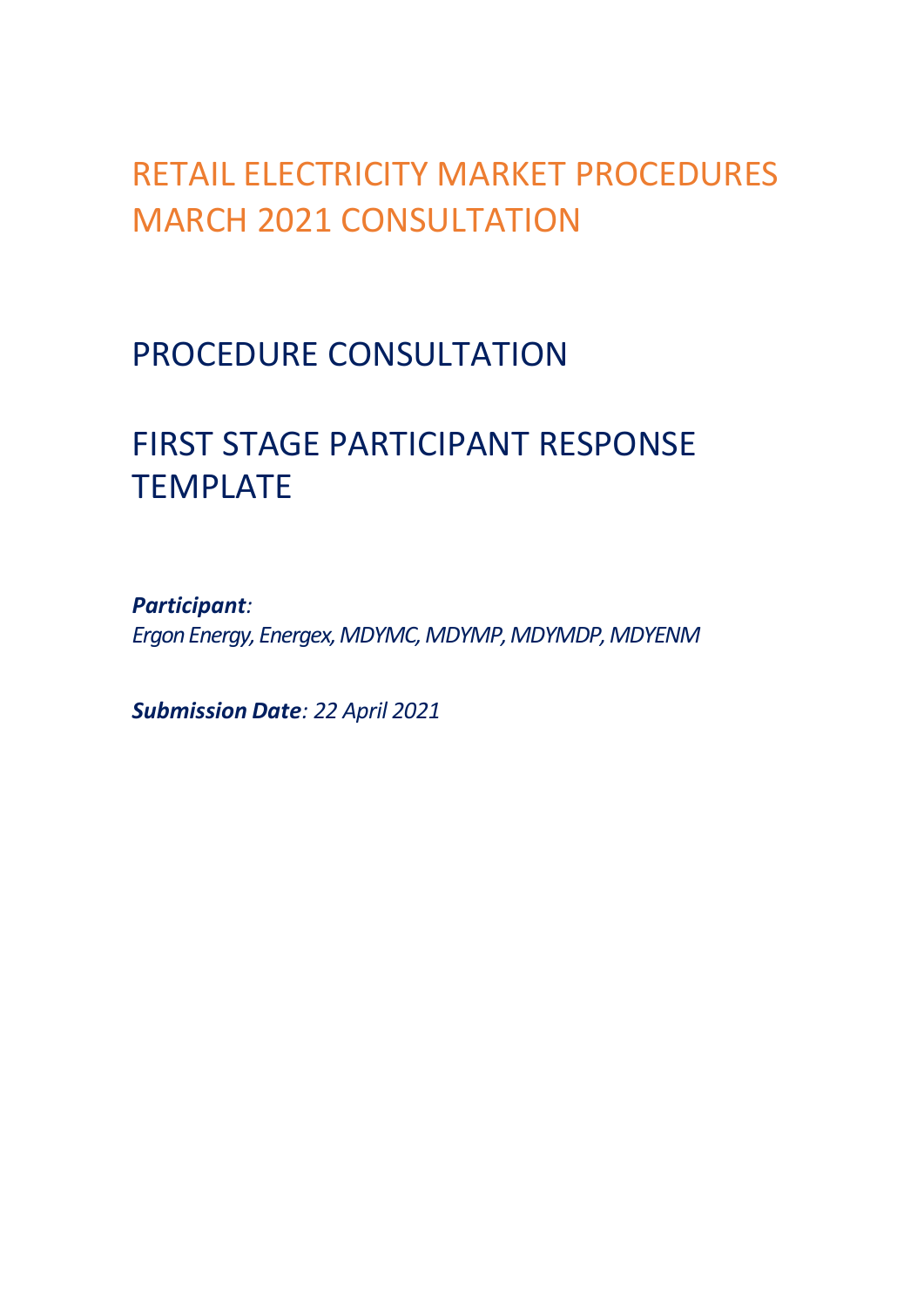# RETAIL ELECTRICITY MARKET PROCEDURES MARCH 2021 CONSULTATION

# PROCEDURE CONSULTATION

# FIRST STAGE PARTICIPANT RESPONSE TEMPLATE

***Participant**:*
*Ergon Energy, Energex, MDYMC, MDYMP, MDYMDP, MDYENM*

***Submission Date**: 22 April 2021*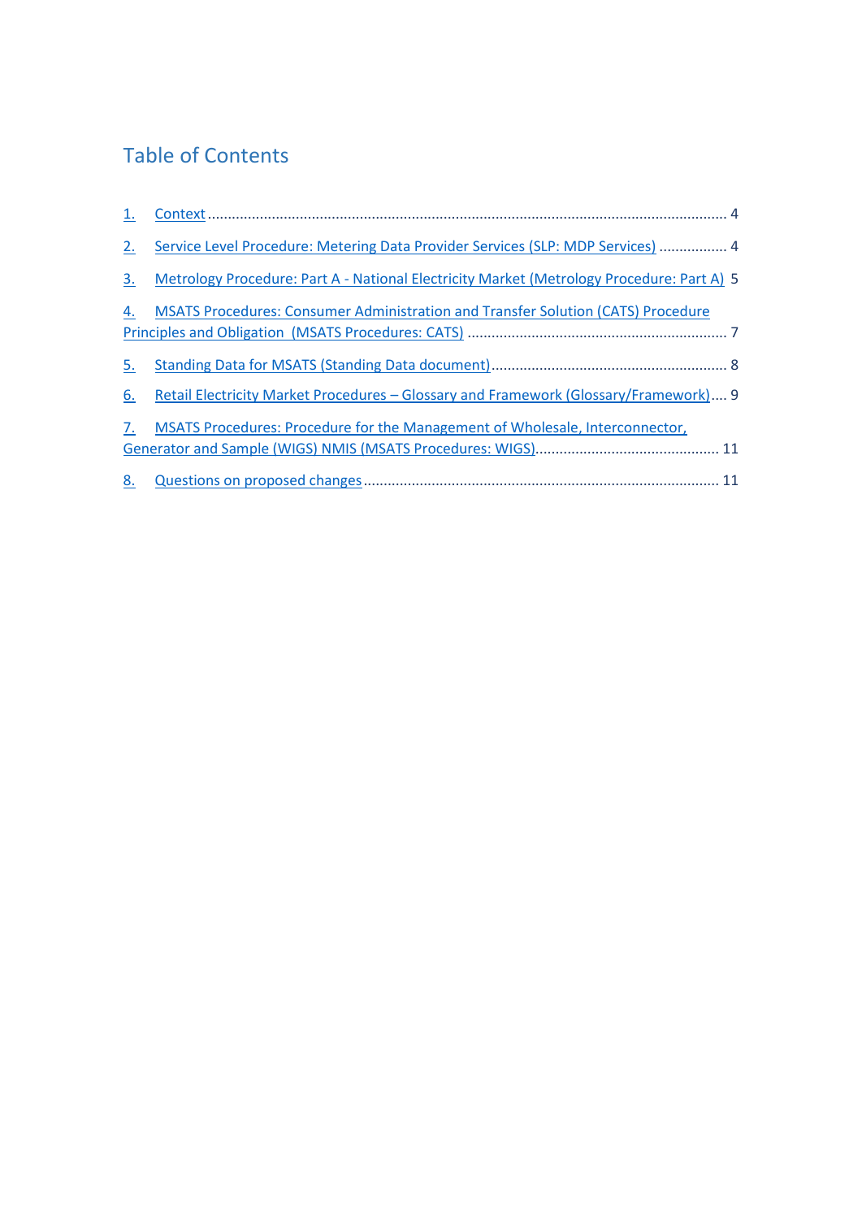## Table of Contents

1. Context ........................................................................................................................ 4
2. Service Level Procedure: Metering Data Provider Services (SLP: MDP Services) ................. 4
3. Metrology Procedure: Part A - National Electricity Market (Metrology Procedure: Part A) 5
4. MSATS Procedures: Consumer Administration and Transfer Solution (CATS) Procedure Principles and Obligation (MSATS Procedures: CATS) ................................................................. 7
5. Standing Data for MSATS (Standing Data document)........................................................... 8
6. Retail Electricity Market Procedures – Glossary and Framework (Glossary/Framework).... 9
7. MSATS Procedures: Procedure for the Management of Wholesale, Interconnector, Generator and Sample (WIGS) NMIS (MSATS Procedures: WIGS)............................................. 11
8. Questions on proposed changes......................................................................................... 11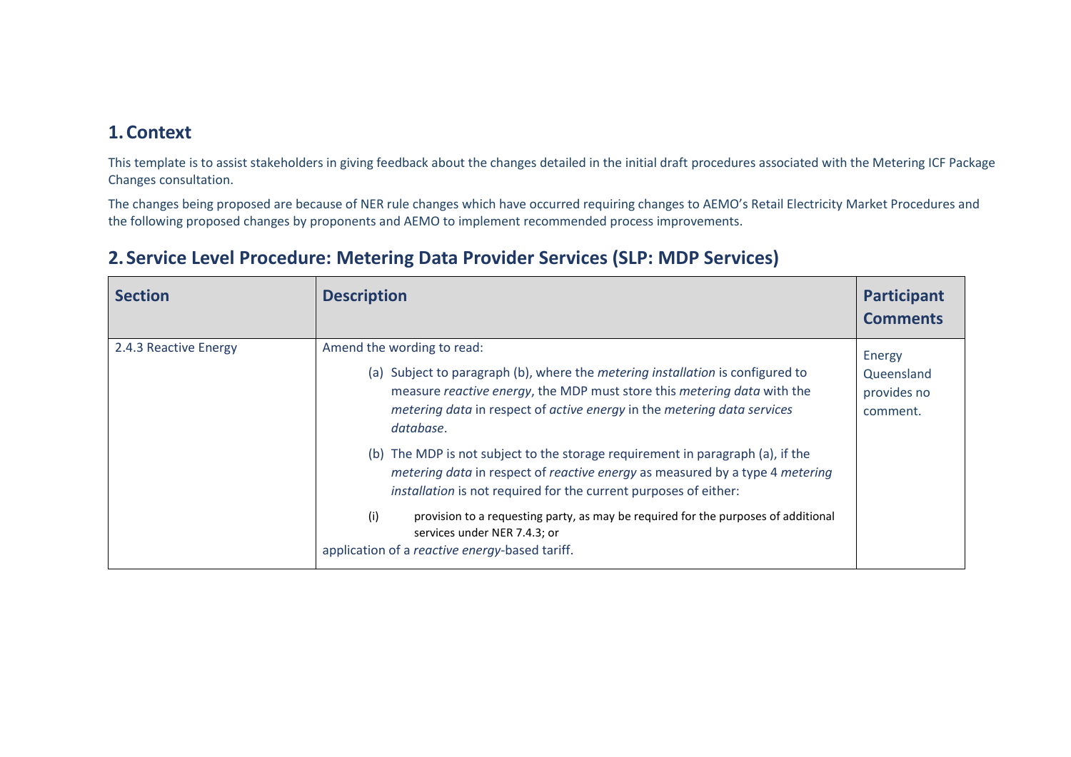## 1. Context

This template is to assist stakeholders in giving feedback about the changes detailed in the initial draft procedures associated with the Metering ICF Package Changes consultation.

The changes being proposed are because of NER rule changes which have occurred requiring changes to AEMO's Retail Electricity Market Procedures and the following proposed changes by proponents and AEMO to implement recommended process improvements.

## 2. Service Level Procedure: Metering Data Provider Services (SLP: MDP Services)

| Section | Description | Participant Comments |
| --- | --- | --- |
| 2.4.3 Reactive Energy | Amend the wording to read:<br>(a) Subject to paragraph (b), where the *metering installation* is configured to measure *reactive energy*, the MDP must store this *metering data* with the *metering data* in respect of *active energy* in the *metering data services database*.<br>(b) The MDP is not subject to the storage requirement in paragraph (a), if the *metering data* in respect of *reactive energy* as measured by a type 4 *metering installation* is not required for the current purposes of either:<br>(i) provision to a requesting party, as may be required for the purposes of additional services under NER 7.4.3; or<br>application of a *reactive energy*-based tariff. | Energy Queensland provides no comment. |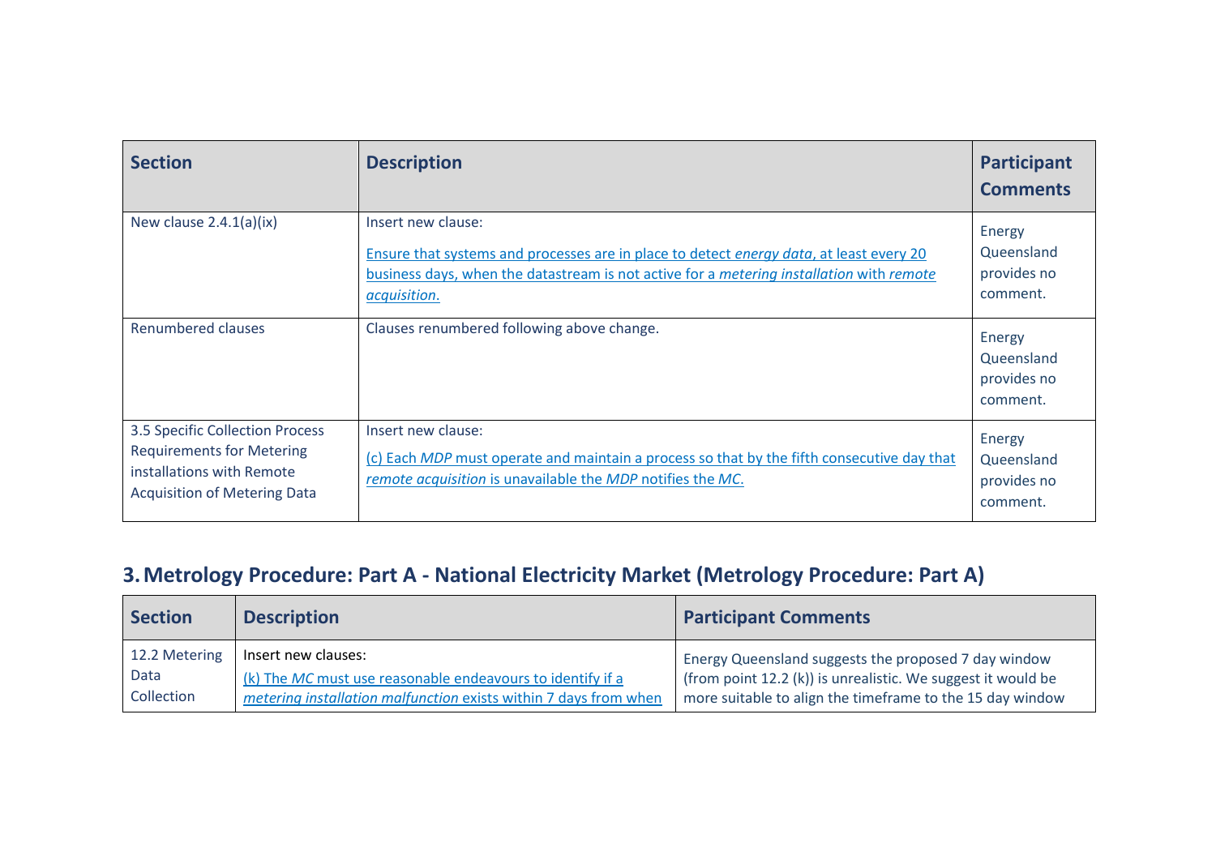| Section | Description | Participant Comments |
|---|---|---|
| New clause 2.4.1(a)(ix) | Insert new clause:<br><br>Ensure that systems and processes are in place to detect *energy data*, at least every 20 business days, when the datastream is not active for a *metering installation* with *remote acquisition*. | Energy Queensland provides no comment. |
| Renumbered clauses | Clauses renumbered following above change. | Energy Queensland provides no comment. |
| 3.5 Specific Collection Process Requirements for Metering installations with Remote Acquisition of Metering Data | Insert new clause:<br>(c) Each *MDP* must operate and maintain a process so that by the fifth consecutive day that *remote acquisition* is unavailable the *MDP* notifies the *MC*. | Energy Queensland provides no comment. |

## 3. Metrology Procedure: Part A - National Electricity Market (Metrology Procedure: Part A)

| Section | Description | Participant Comments |
|---|---|---|
| 12.2 Metering Data Collection | Insert new clauses:<br>(k) The *MC* must use reasonable endeavours to identify if a *metering installation malfunction* exists within 7 days from when | Energy Queensland suggests the proposed 7 day window (from point 12.2 (k)) is unrealistic. We suggest it would be more suitable to align the timeframe to the 15 day window |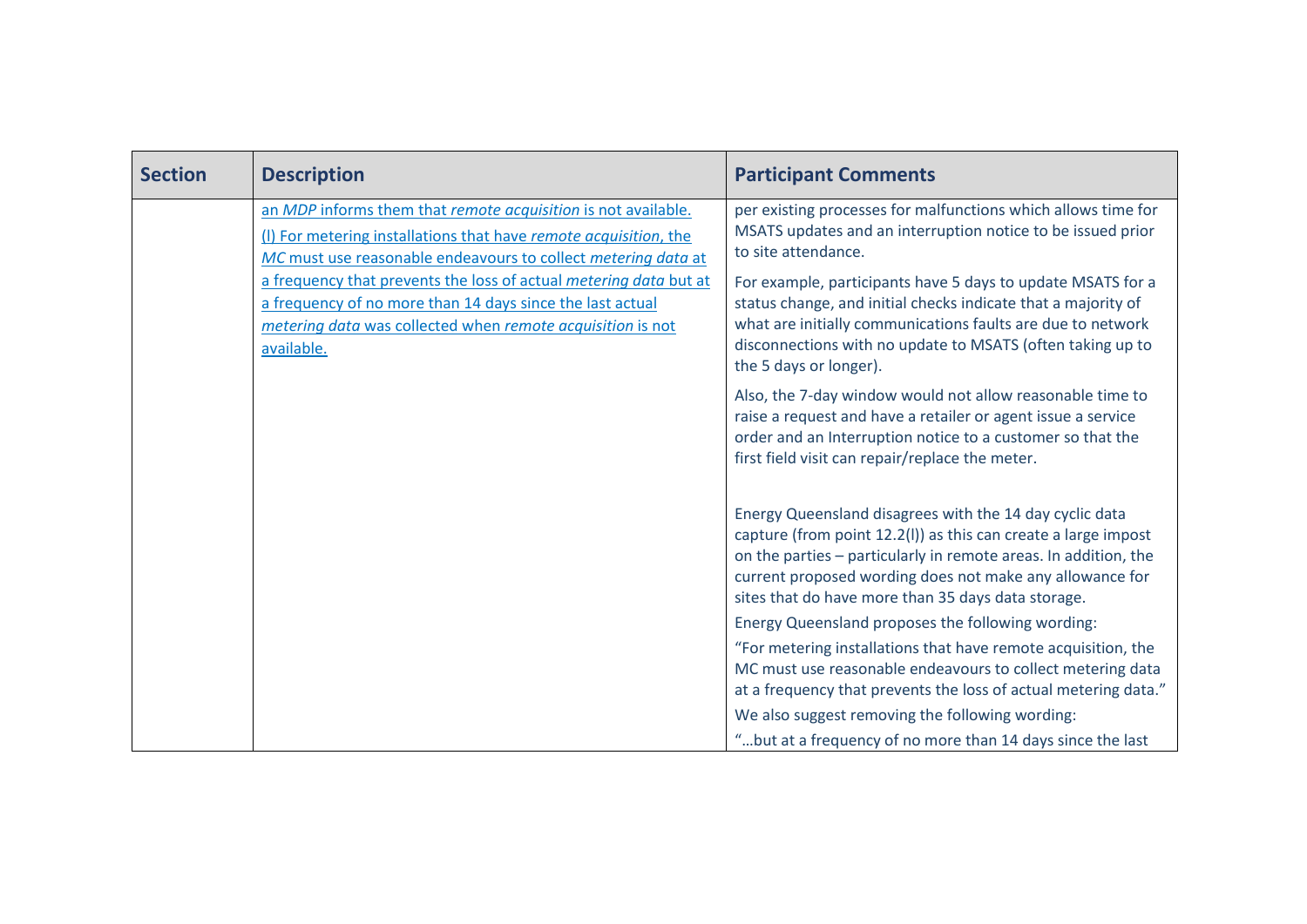| Section | Description | Participant Comments |
|---|---|---|
| | an *MDP* informs them that *remote acquisition* is not available.<br>(l) For metering installations that have *remote acquisition*, the *MC* must use reasonable endeavours to collect *metering data* at a frequency that prevents the loss of actual *metering data* but at a frequency of no more than 14 days since the last actual *metering data* was collected when *remote acquisition* is not available. | per existing processes for malfunctions which allows time for MSATS updates and an interruption notice to be issued prior to site attendance.<br>For example, participants have 5 days to update MSATS for a status change, and initial checks indicate that a majority of what are initially communications faults are due to network disconnections with no update to MSATS (often taking up to the 5 days or longer).<br>Also, the 7-day window would not allow reasonable time to raise a request and have a retailer or agent issue a service order and an Interruption notice to a customer so that the first field visit can repair/replace the meter.<br><br>Energy Queensland disagrees with the 14 day cyclic data capture (from point 12.2(l)) as this can create a large impost on the parties – particularly in remote areas. In addition, the current proposed wording does not make any allowance for sites that do have more than 35 days data storage.<br>Energy Queensland proposes the following wording:<br>"For metering installations that have remote acquisition, the MC must use reasonable endeavours to collect metering data at a frequency that prevents the loss of actual metering data."<br>We also suggest removing the following wording:<br>"…but at a frequency of no more than 14 days since the last |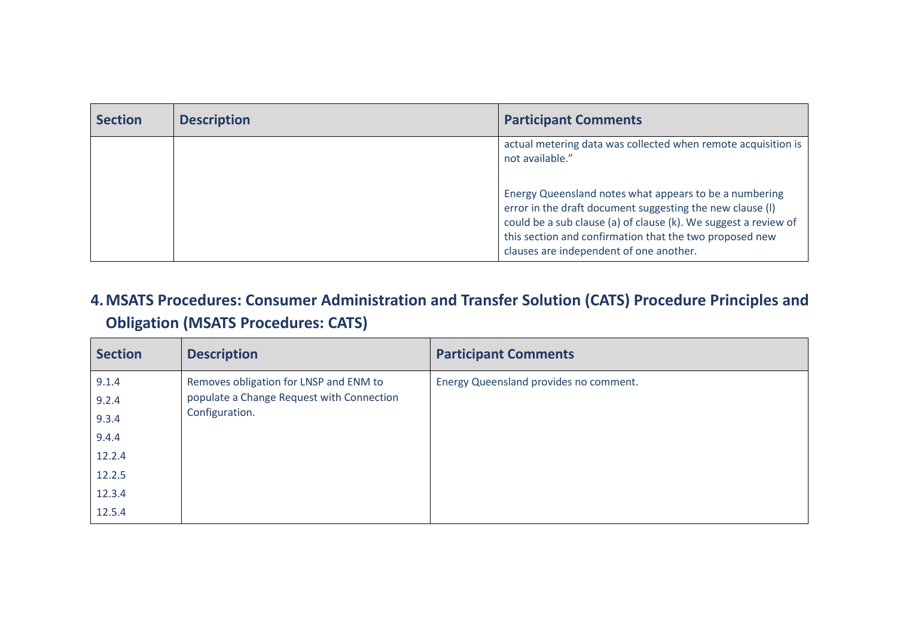| Section | Description | Participant Comments |
|---|---|---|
| | | actual metering data was collected when remote acquisition is not available."<br><br>Energy Queensland notes what appears to be a numbering error in the draft document suggesting the new clause (l) could be a sub clause (a) of clause (k). We suggest a review of this section and confirmation that the two proposed new clauses are independent of one another. |

## 4. MSATS Procedures: Consumer Administration and Transfer Solution (CATS) Procedure Principles and Obligation (MSATS Procedures: CATS)

| Section | Description | Participant Comments |
|---|---|---|
| 9.1.4<br>9.2.4<br>9.3.4<br>9.4.4<br>12.2.4<br>12.2.5<br>12.3.4<br>12.5.4 | Removes obligation for LNSP and ENM to populate a Change Request with Connection Configuration. | Energy Queensland provides no comment. |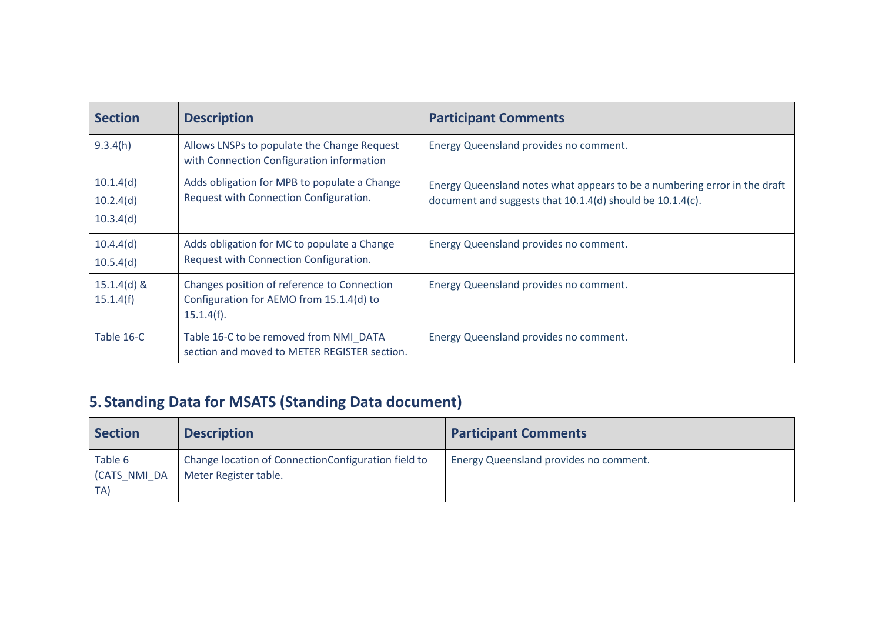| Section | Description | Participant Comments |
|---|---|---|
| 9.3.4(h) | Allows LNSPs to populate the Change Request with Connection Configuration information | Energy Queensland provides no comment. |
| 10.1.4(d)<br>10.2.4(d)<br>10.3.4(d) | Adds obligation for MPB to populate a Change Request with Connection Configuration. | Energy Queensland notes what appears to be a numbering error in the draft document and suggests that 10.1.4(d) should be 10.1.4(c). |
| 10.4.4(d)<br>10.5.4(d) | Adds obligation for MC to populate a Change Request with Connection Configuration. | Energy Queensland provides no comment. |
| 15.1.4(d) & 15.1.4(f) | Changes position of reference to Connection Configuration for AEMO from 15.1.4(d) to 15.1.4(f). | Energy Queensland provides no comment. |
| Table 16-C | Table 16-C to be removed from NMI_DATA section and moved to METER REGISTER section. | Energy Queensland provides no comment. |

## 5. Standing Data for MSATS (Standing Data document)

| Section | Description | Participant Comments |
|---|---|---|
| Table 6 (CATS_NMI_DATA) | Change location of ConnectionConfiguration field to Meter Register table. | Energy Queensland provides no comment. |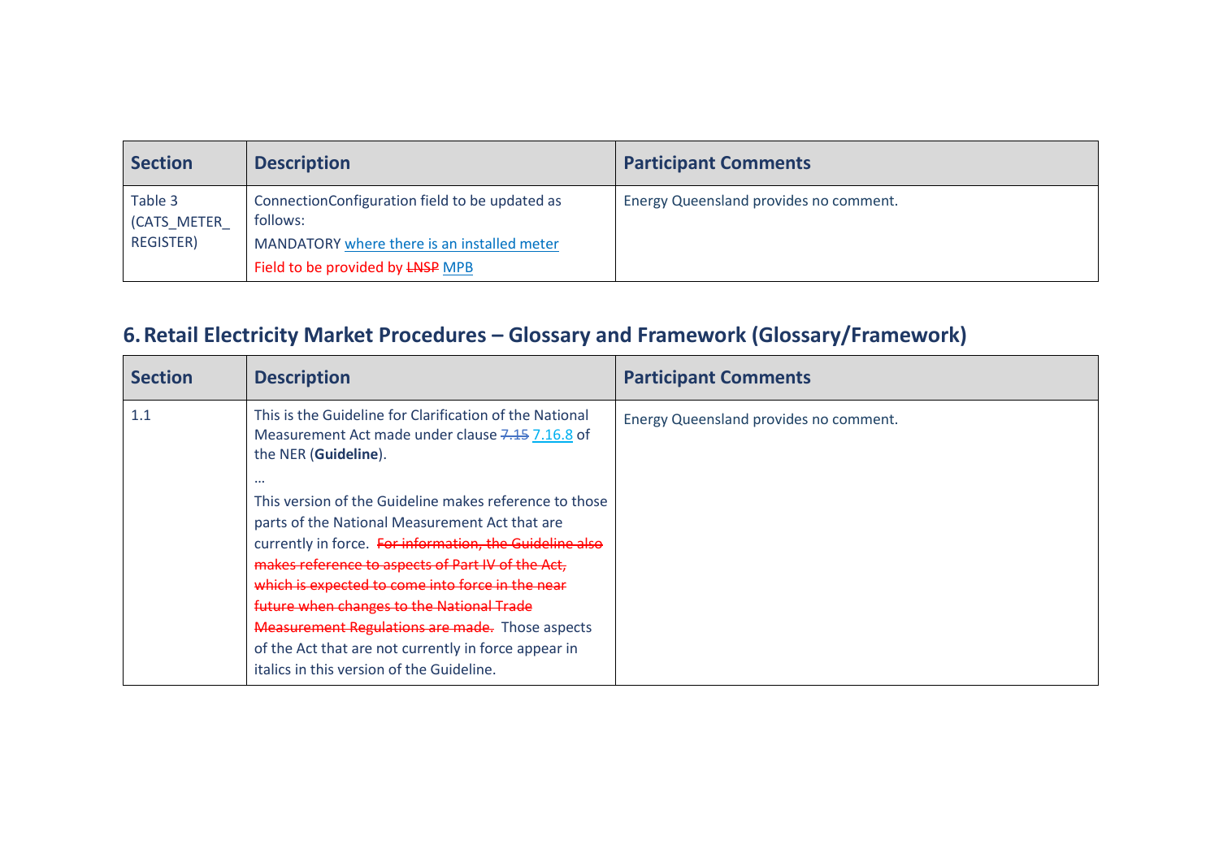| Section | Description | Participant Comments |
|---|---|---|
| Table 3 (CATS_METER_REGISTER) | ConnectionConfiguration field to be updated as follows:<br>MANDATORY where there is an installed meter<br>Field to be provided by ~~LNSP~~ MPB | Energy Queensland provides no comment. |

## 6. Retail Electricity Market Procedures – Glossary and Framework (Glossary/Framework)

| Section | Description | Participant Comments |
|---|---|---|
| 1.1 | This is the Guideline for Clarification of the National Measurement Act made under clause ~~7.15~~ 7.16.8 of the NER (**Guideline**).<br>…<br>This version of the Guideline makes reference to those parts of the National Measurement Act that are currently in force. ~~For information, the Guideline also makes reference to aspects of Part IV of the Act, which is expected to come into force in the near future when changes to the National Trade Measurement Regulations are made.~~ Those aspects of the Act that are not currently in force appear in italics in this version of the Guideline. | Energy Queensland provides no comment. |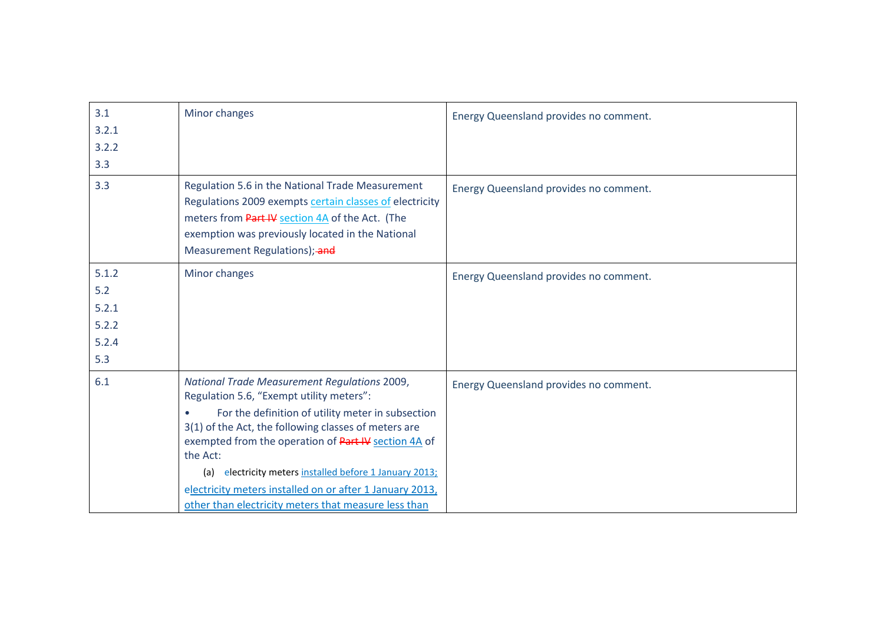| | | |
|---|---|---|
| 3.1<br>3.2.1<br>3.2.2<br>3.3 | Minor changes | Energy Queensland provides no comment. |
| 3.3 | Regulation 5.6 in the National Trade Measurement Regulations 2009 exempts certain classes of electricity meters from ~~Part IV~~ section 4A of the Act. (The exemption was previously located in the National Measurement Regulations);~~ and~~ | Energy Queensland provides no comment. |
| 5.1.2<br>5.2<br>5.2.1<br>5.2.2<br>5.2.4<br>5.3 | Minor changes | Energy Queensland provides no comment. |
| 6.1 | *National Trade Measurement Regulations* 2009, Regulation 5.6, "Exempt utility meters":<br>• For the definition of utility meter in subsection 3(1) of the Act, the following classes of meters are exempted from the operation of ~~Part IV~~ section 4A of the Act:<br>(a) electricity meters installed before 1 January 2013;<br>electricity meters installed on or after 1 January 2013, other than electricity meters that measure less than | Energy Queensland provides no comment. |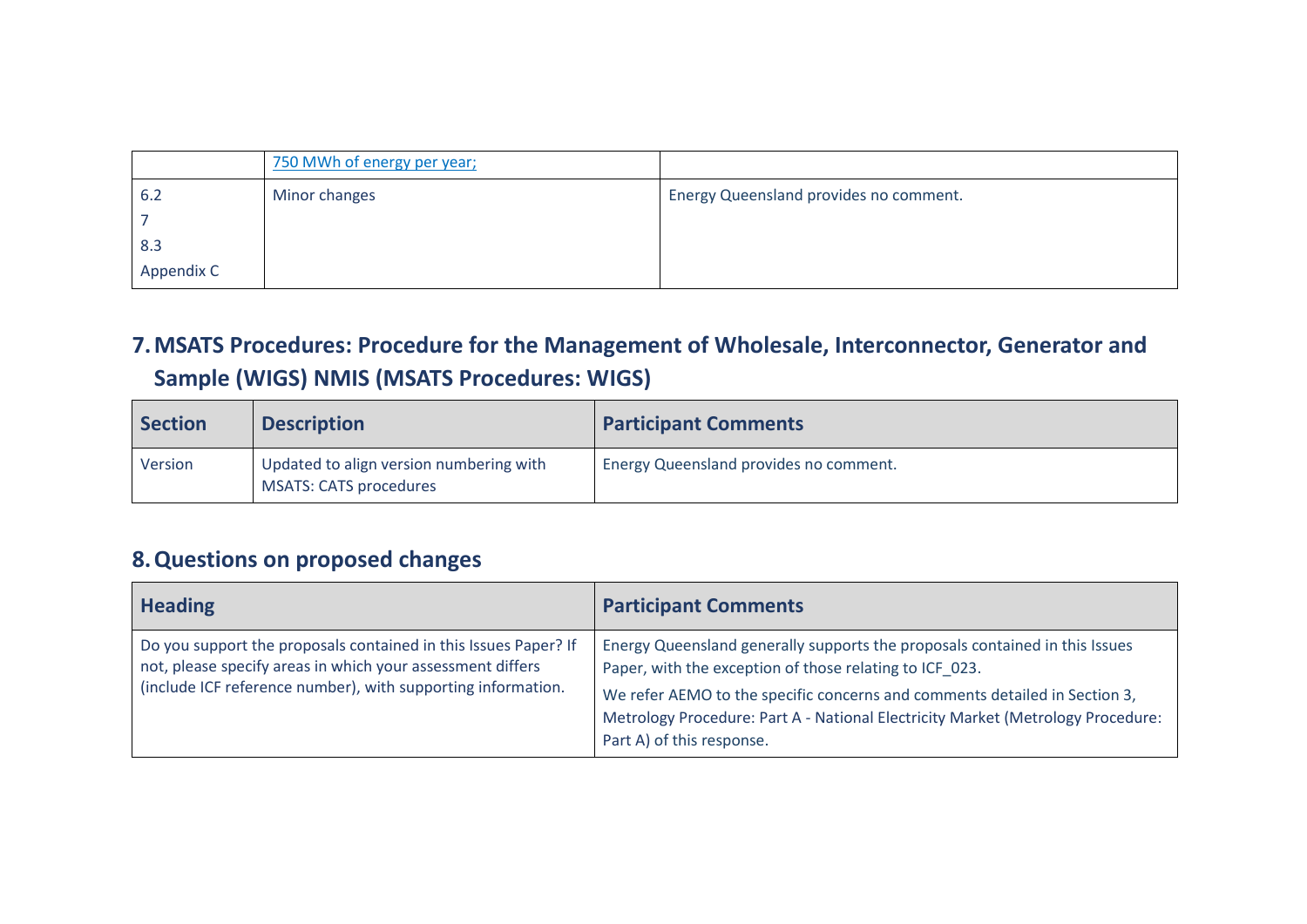|  | 750 MWh of energy per year; |  |
|---|---|---|
| 6.2<br>7<br>8.3<br>Appendix C | Minor changes | Energy Queensland provides no comment. |

## 7. MSATS Procedures: Procedure for the Management of Wholesale, Interconnector, Generator and Sample (WIGS) NMIS (MSATS Procedures: WIGS)

| Section | Description | Participant Comments |
|---|---|---|
| Version | Updated to align version numbering with MSATS: CATS procedures | Energy Queensland provides no comment. |

## 8. Questions on proposed changes

| Heading | Participant Comments |
|---|---|
| Do you support the proposals contained in this Issues Paper? If not, please specify areas in which your assessment differs (include ICF reference number), with supporting information. | Energy Queensland generally supports the proposals contained in this Issues Paper, with the exception of those relating to ICF_023.<br><br>We refer AEMO to the specific concerns and comments detailed in Section 3, Metrology Procedure: Part A - National Electricity Market (Metrology Procedure: Part A) of this response. |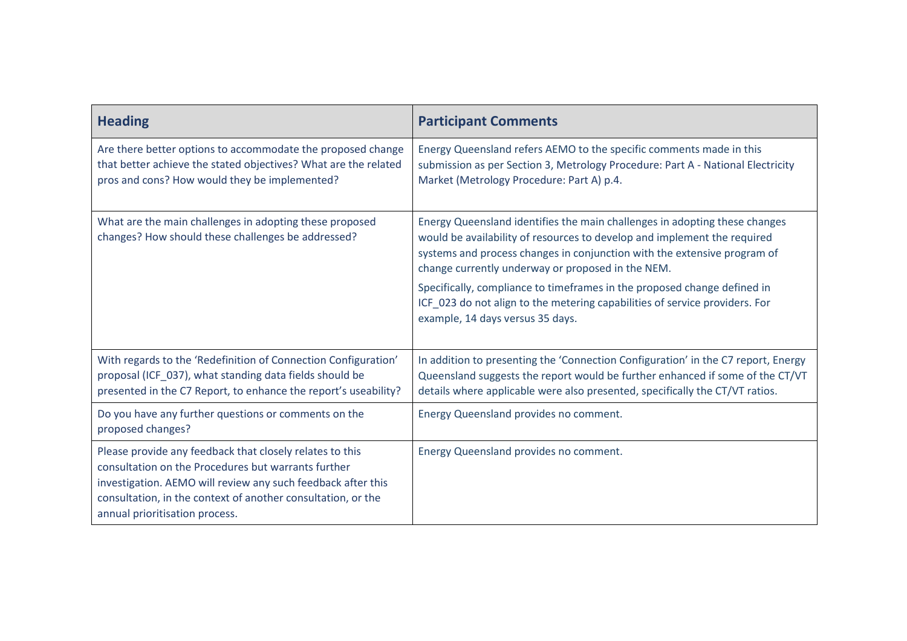| Heading | Participant Comments |
|---|---|
| Are there better options to accommodate the proposed change that better achieve the stated objectives? What are the related pros and cons? How would they be implemented? | Energy Queensland refers AEMO to the specific comments made in this submission as per Section 3, Metrology Procedure: Part A - National Electricity Market (Metrology Procedure: Part A) p.4. |
| What are the main challenges in adopting these proposed changes? How should these challenges be addressed? | Energy Queensland identifies the main challenges in adopting these changes would be availability of resources to develop and implement the required systems and process changes in conjunction with the extensive program of change currently underway or proposed in the NEM.<br><br>Specifically, compliance to timeframes in the proposed change defined in ICF_023 do not align to the metering capabilities of service providers. For example, 14 days versus 35 days. |
| With regards to the 'Redefinition of Connection Configuration' proposal (ICF_037), what standing data fields should be presented in the C7 Report, to enhance the report's useability? | In addition to presenting the 'Connection Configuration' in the C7 report, Energy Queensland suggests the report would be further enhanced if some of the CT/VT details where applicable were also presented, specifically the CT/VT ratios. |
| Do you have any further questions or comments on the proposed changes? | Energy Queensland provides no comment. |
| Please provide any feedback that closely relates to this consultation on the Procedures but warrants further investigation. AEMO will review any such feedback after this consultation, in the context of another consultation, or the annual prioritisation process. | Energy Queensland provides no comment. |